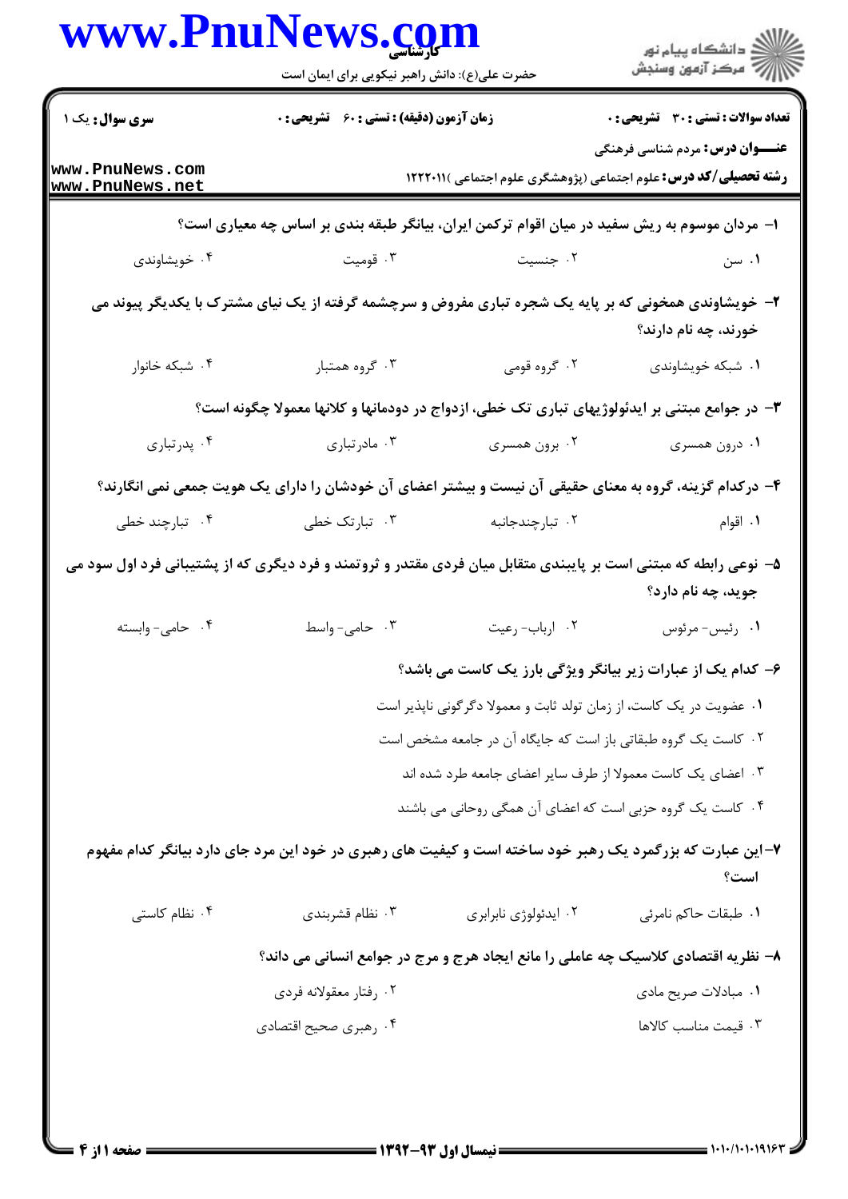**سری سوال:** یک ۱

**زمان آزمون (دقیقه) : تستی : ۶۰ تشریحی : ۰**

**تعداد سوالات : تستی : ۳۰ تشریحی : ۰**

**عنـــوان درس:** مردم شناسی فرهنگی

**رشته تحصیلی/کد درس:** علوم اجتماعی (پژوهشگری علوم اجتماعی )۱۲۲۲۰۱۱

۱- مردان موسوم به ریش سفید در میان اقوام ترکمن ایران، بیانگر طبقه بندی بر اساس چه معیاری است؟

۱. سن ۲. جنسیت ۳. قومیت ۴. خویشاوندی

۲- خویشاوندی همخونی که بر پایه یک شجره تباری مفروض و سرچشمه گرفته از یک نیای مشترک با یکدیگر پیوند می خورند، چه نام دارند؟

۱. شبکه خویشاوندی ۲. گروه قومی ۳. گروه همتبار ۴. شبکه خانوار

۳- در جوامع مبتنی بر ایدئولوژیهای تباری تک خطی، ازدواج در دودمانها و کلانها معمولا چگونه است؟

۱. درون همسری ۲. برون همسری ۳. مادرتباری ۴. پدرتباری

۴- درکدام گزینه، گروه به معنای حقیقی آن نیست و بیشتر اعضای آن خودشان را دارای یک هویت جمعی نمی انگارند؟

۱. اقوام ۲. تبارچندجانبه ۳. تبارتک خطی ۴. تبارچند خطی

۵- نوعی رابطه که مبتنی است بر پایبندی متقابل میان فردی مقتدر و ثروتمند و فرد دیگری که از پشتیبانی فرد اول سود می جوید، چه نام دارد؟

۱. رئیس- مرئوس ۲. ارباب- رعیت ۳. حامی- واسط ۴. حامی- وابسته

۶- کدام یک از عبارات زیر بیانگر ویژگی بارز یک کاست می باشد؟

۱. عضویت در یک کاست، از زمان تولد ثابت و معمولا دگرگونی ناپذیر است

۲. کاست یک گروه طبقاتی باز است که جایگاه آن در جامعه مشخص است

۳. اعضای یک کاست معمولا از طرف سایر اعضای جامعه طرد شده اند

۴. کاست یک گروه حزبی است که اعضای آن همگی روحانی می باشند

۷-این عبارت که بزرگمرد یک رهبر خود ساخته است و کیفیت های رهبری در خود این مرد جای دارد بیانگر کدام مفهوم است؟

۱. طبقات حاکم نامرئی ۲. ایدئولوژی نابرابری ۳. نظام قشربندی ۴. نظام کاستی

۸- نظریه اقتصادی کلاسیک چه عاملی را مانع ایجاد هرج و مرج در جوامع انسانی می داند؟

۱. مبادلات صریح مادی ۲. رفتار معقولانه فردی

۳. قیمت مناسب کالاها ۴. رهبری صحیح اقتصادی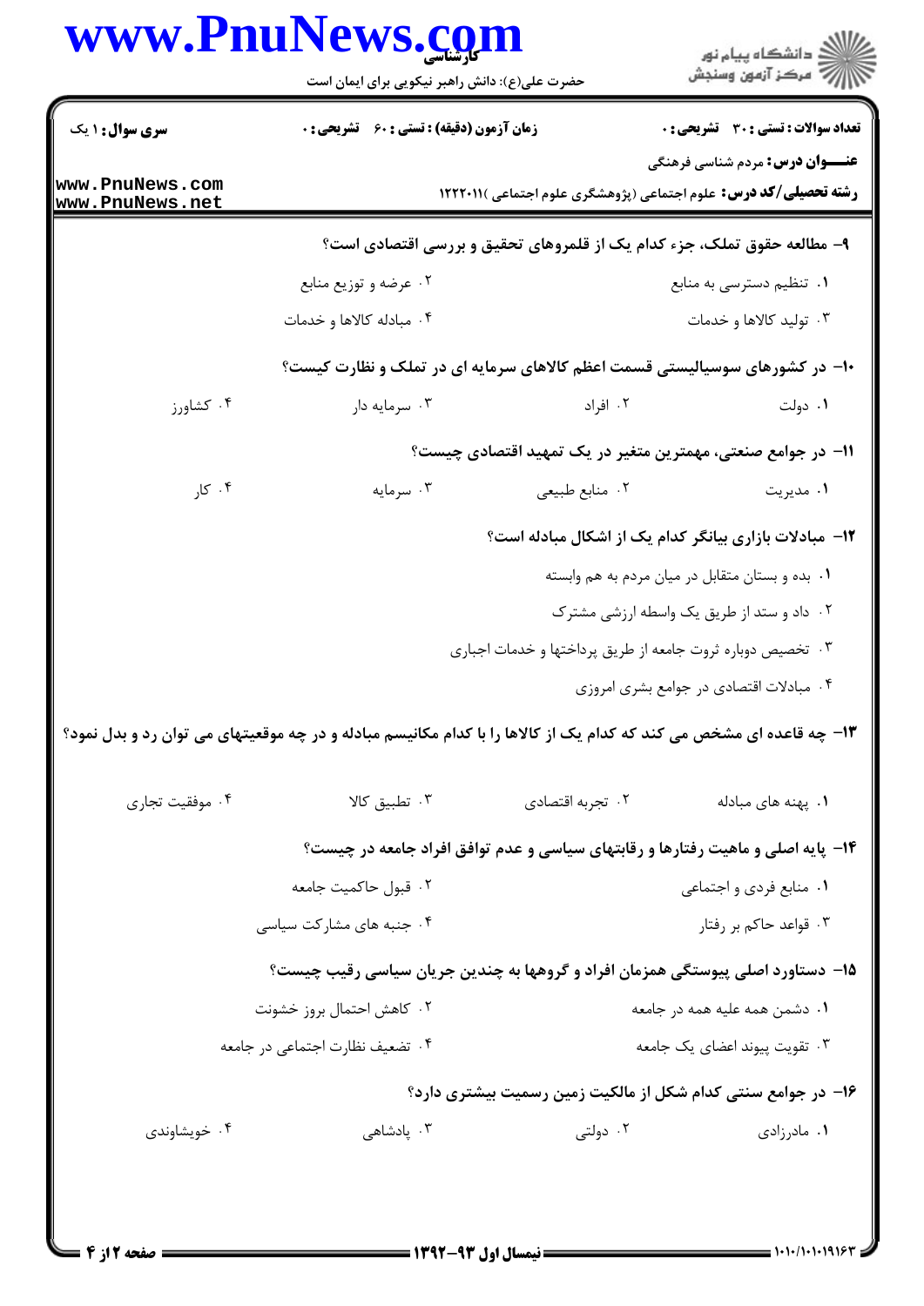**سری سوال:** ۱ یک | **زمان آزمون (دقیقه) : تستی :** ۶۰ **تشریحی :** ۰ | **تعداد سوالات : تستی :** ۳۰ **تشریحی :** ۰

**عنـــوان درس:** مردم شناسی فرهنگی

**رشته تحصیلی/کد درس:** علوم اجتماعی (پژوهشگری علوم اجتماعی )۱۲۲۲۰۱۱

**۹-** مطالعه حقوق تملک، جزء کدام یک از قلمروهای تحقیق و بررسی اقتصادی است؟

۱. تنظیم دسترسی به منابع
۲. عرضه و توزیع منابع
۳. تولید کالاها و خدمات
۴. مبادله کالاها و خدمات

**۱۰-** در کشورهای سوسیالیستی قسمت اعظم کالاهای سرمایه ای در تملک و نظارت کیست؟

۱. دولت
۲. افراد
۳. سرمایه دار
۴. کشاورز

**۱۱-** در جوامع صنعتی، مهمترین متغیر در یک تمهید اقتصادی چیست؟

۱. مدیریت
۲. منابع طبیعی
۳. سرمایه
۴. کار

**۱۲-** مبادلات بازاری بیانگر کدام یک از اشکال مبادله است؟

۱. بده و بستان متقابل در میان مردم به هم وابسته
۲. داد و ستد از طریق یک واسطه ارزشی مشترک
۳. تخصیص دوباره ثروت جامعه از طریق پرداختها و خدمات اجباری
۴. مبادلات اقتصادی در جوامع بشری امروزی

**۱۳-** چه قاعده ای مشخص می کند که کدام یک از کالاها را با کدام مکانیسم مبادله و در چه موقعیتهای می توان رد و بدل نمود؟

۱. پهنه های مبادله
۲. تجربه اقتصادی
۳. تطبیق کالا
۴. موفقیت تجاری

**۱۴-** پایه اصلی و ماهیت رفتارها و رقابتهای سیاسی و عدم توافق افراد جامعه در چیست؟

۱. منابع فردی و اجتماعی
۲. قبول حاکمیت جامعه
۳. قواعد حاکم بر رفتار
۴. جنبه های مشارکت سیاسی

**۱۵-** دستاورد اصلی پیوستگی همزمان افراد و گروهها به چندین جریان سیاسی رقیب چیست؟

۱. دشمن همه علیه همه در جامعه
۲. کاهش احتمال بروز خشونت
۳. تقویت پیوند اعضای یک جامعه
۴. تضعیف نظارت اجتماعی در جامعه

**۱۶-** در جوامع سنتی کدام شکل از مالکیت زمین رسمیت بیشتری دارد؟

۱. مادرزادی
۲. دولتی
۳. پادشاهی
۴. خویشاوندی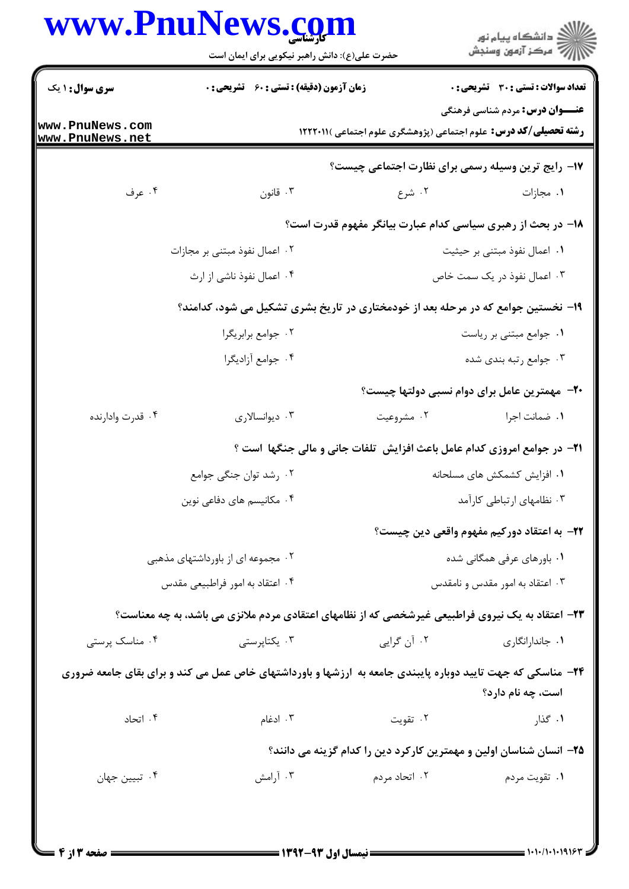۱۷- رایج ترین وسیله رسمی برای نظارت اجتماعی چیست؟

۱. مجازات
۲. شرع
۳. قانون
۴. عرف

۱۸- در بحث از رهبری سیاسی کدام عبارت بیانگر مفهوم قدرت است؟

۱. اعمال نفوذ مبتنی بر حیثیت
۲. اعمال نفوذ مبتنی بر مجازات
۳. اعمال نفوذ در یک سمت خاص
۴. اعمال نفوذ ناشی از ارث

۱۹- نخستین جوامع که در مرحله بعد از خودمختاری در تاریخ بشری تشکیل می شود، کدامند؟

۱. جوامع مبتنی بر ریاست
۲. جوامع برابریگرا
۳. جوامع رتبه بندی شده
۴. جوامع آزادیگرا

۲۰- مهمترین عامل برای دوام نسبی دولتها چیست؟

۱. ضمانت اجرا
۲. مشروعیت
۳. دیوانسالاری
۴. قدرت وادارنده

۲۱- در جوامع امروزی کدام عامل باعث افزایش تلفات جانی و مالی جنگها است ؟

۱. افزایش کشمکش های مسلحانه
۲. رشد توان جنگی جوامع
۳. نظامهای ارتباطی کارآمد
۴. مکانیسم های دفاعی نوین

۲۲- به اعتقاد دورکیم مفهوم واقعی دین چیست؟

۱. باورهای عرفی همگانی شده
۲. مجموعه ای از باورداشتهای مذهبی
۳. اعتقاد به امور مقدس و نامقدس
۴. اعتقاد به امور فراطبیعی مقدس

۲۳- اعتقاد به یک نیروی فراطبیعی غیرشخصی که از نظامهای اعتقادی مردم ملانزی می باشد، به چه معناست؟

۱. جاندارانگاری
۲. آن گرایی
۳. یکتاپرستی
۴. مناسک پرستی

۲۴- مناسکی که جهت تایید دوباره پایبندی جامعه به ارزشها و باورداشتهای خاص عمل می کند و برای بقای جامعه ضروری است، چه نام دارد؟

۱. گذار
۲. تقویت
۳. ادغام
۴. اتحاد

۲۵- انسان شناسان اولین و مهمترین کارکرد دین را کدام گزینه می دانند؟

۱. تقویت مردم
۲. اتحاد مردم
۳. آرامش
۴. تبیین جهان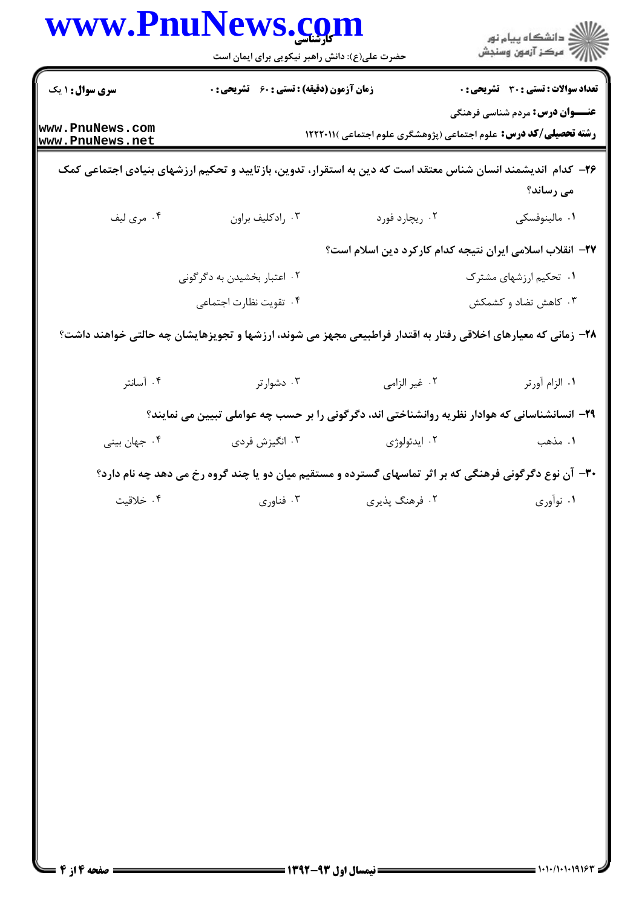۲۶- کدام اندیشمند انسان شناس معتقد است که دین به استقرار، تدوین، بازتایید و تحکیم ارزشهای بنیادی اجتماعی کمک می رساند؟

۱. مالینوفسکی
۲. ریچارد فورد
۳. رادکلیف براون
۴. مری لیف

۲۷- انقلاب اسلامی ایران نتیجه کدام کارکرد دین اسلام است؟

۱. تحکیم ارزشهای مشترک
۲. اعتبار بخشیدن به دگرگونی
۳. کاهش تضاد و کشمکش
۴. تقویت نظارت اجتماعی

۲۸- زمانی که معیارهای اخلاقی رفتار به اقتدار فراطبیعی مجهز می شوند، ارزشها و تجویزهایشان چه حالتی خواهند داشت؟

۱. الزام آورتر
۲. غیر الزامی
۳. دشوارتر
۴. آسانتر

۲۹- انسانشناسانی که هوادار نظریه روانشناختی اند، دگرگونی را بر حسب چه عواملی تبیین می نمایند؟

۱. مذهب
۲. ایدئولوژی
۳. انگیزش فردی
۴. جهان بینی

۳۰- آن نوع دگرگونی فرهنگی که بر اثر تماسهای گسترده و مستقیم میان دو یا چند گروه رخ می دهد چه نام دارد؟

۱. نوآوری
۲. فرهنگ پذیری
۳. فناوری
۴. خلاقیت